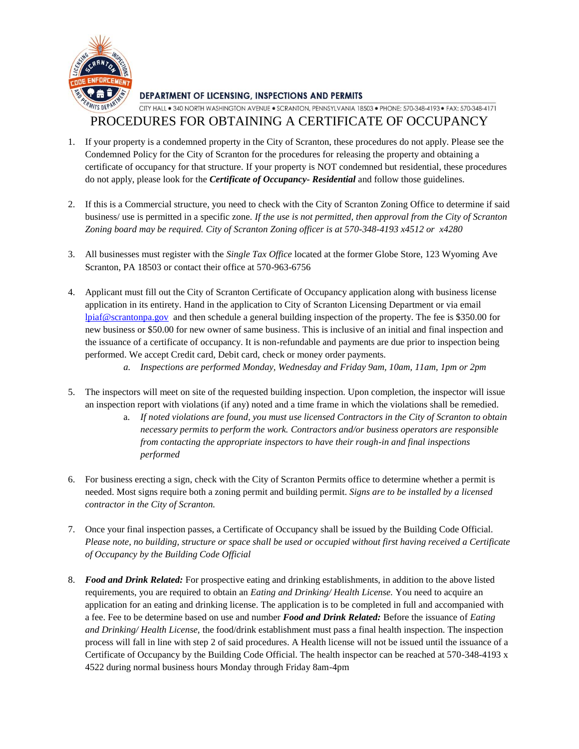**DEPARTMENT OF LICENSING, INSPECTIONS AND PERMITS**

CITY HALL • 340 NORTH WASHINGTON AVENUE • SCRANTON, PENNSYLVANIA 18503 • PHONE: 570-348-4193 • FAX: 570-348-4171

# PROCEDURES FOR OBTAINING A CERTIFICATE OF OCCUPANCY

1. If your property is a condemned property in the City of Scranton, these procedures do not apply. Please see the Condemned Policy for the City of Scranton for the procedures for releasing the property and obtaining a certificate of occupancy for that structure. If your property is NOT condemned but residential, these procedures do not apply, please look for the ***Certificate of Occupancy- Residential*** and follow those guidelines.

2. If this is a Commercial structure, you need to check with the City of Scranton Zoning Office to determine if said business/ use is permitted in a specific zone. *If the use is not permitted, then approval from the City of Scranton Zoning board may be required. City of Scranton Zoning officer is at 570-348-4193 x4512 or x4280*

3. All businesses must register with the *Single Tax Office* located at the former Globe Store, 123 Wyoming Ave Scranton, PA 18503 or contact their office at 570-963-6756

4. Applicant must fill out the City of Scranton Certificate of Occupancy application along with business license application in its entirety. Hand in the application to City of Scranton Licensing Department or via email lpiaf@scrantonpa.gov and then schedule a general building inspection of the property. The fee is $350.00 for new business or $50.00 for new owner of same business. This is inclusive of an initial and final inspection and the issuance of a certificate of occupancy. It is non-refundable and payments are due prior to inspection being performed. We accept Credit card, Debit card, check or money order payments.
   a. *Inspections are performed Monday, Wednesday and Friday 9am, 10am, 11am, 1pm or 2pm*

5. The inspectors will meet on site of the requested building inspection. Upon completion, the inspector will issue an inspection report with violations (if any) noted and a time frame in which the violations shall be remedied.
   a. *If noted violations are found, you must use licensed Contractors in the City of Scranton to obtain necessary permits to perform the work. Contractors and/or business operators are responsible from contacting the appropriate inspectors to have their rough-in and final inspections performed*

6. For business erecting a sign, check with the City of Scranton Permits office to determine whether a permit is needed. Most signs require both a zoning permit and building permit. *Signs are to be installed by a licensed contractor in the City of Scranton.*

7. Once your final inspection passes, a Certificate of Occupancy shall be issued by the Building Code Official. *Please note, no building, structure or space shall be used or occupied without first having received a Certificate of Occupancy by the Building Code Official*

8. ***Food and Drink Related:*** For prospective eating and drinking establishments, in addition to the above listed requirements, you are required to obtain an *Eating and Drinking/ Health License.* You need to acquire an application for an eating and drinking license. The application is to be completed in full and accompanied with a fee. Fee to be determine based on use and number ***Food and Drink Related:*** Before the issuance of *Eating and Drinking/ Health License,* the food/drink establishment must pass a final health inspection. The inspection process will fall in line with step 2 of said procedures. A Health license will not be issued until the issuance of a Certificate of Occupancy by the Building Code Official. The health inspector can be reached at 570-348-4193 x 4522 during normal business hours Monday through Friday 8am-4pm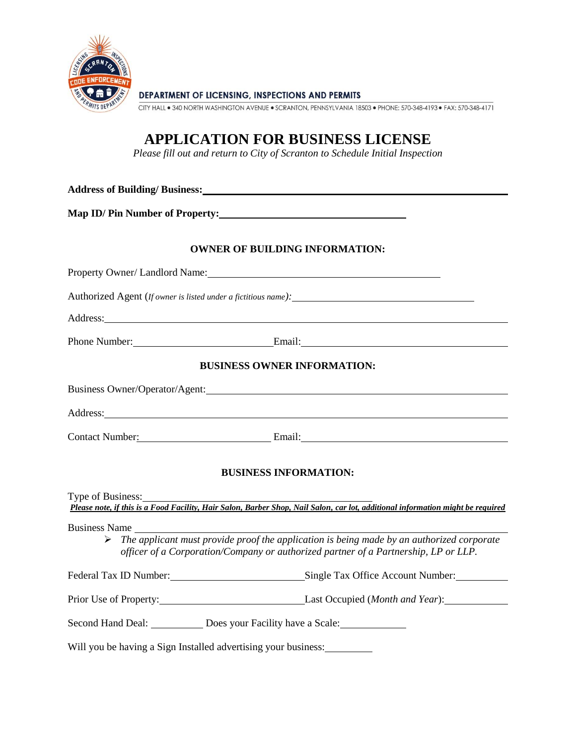DEPARTMENT OF LICENSING, INSPECTIONS AND PERMITS

CITY HALL • 340 NORTH WASHINGTON AVENUE • SCRANTON, PENNSYLVANIA 18503 • PHONE: 570-348-4193 • FAX: 570-348-4171

# APPLICATION FOR BUSINESS LICENSE

*Please fill out and return to City of Scranton to Schedule Initial Inspection*

**Address of Building/ Business:** ______________________________

**Map ID/ Pin Number of Property:** ______________________________

### OWNER OF BUILDING INFORMATION:

Property Owner/ Landlord Name: ______________________________

Authorized Agent (*If owner is listed under a fictitious name*): ______________________________

Address: ______________________________

Phone Number: ______________ Email: ______________

### BUSINESS OWNER INFORMATION:

Business Owner/Operator/Agent: ______________________________

Address: ______________________________

Contact Number: ______________ Email: ______________

### BUSINESS INFORMATION:

Type of Business: ______________________________

***Please note, if this is a Food Facility, Hair Salon, Barber Shop, Nail Salon, car lot, additional information might be required***

Business Name ______________________________

- *The applicant must provide proof the application is being made by an authorized corporate officer of a Corporation/Company or authorized partner of a Partnership, LP or LLP.*

Federal Tax ID Number: ______________ Single Tax Office Account Number: ______________

Prior Use of Property: ______________ Last Occupied (*Month and Year*): ______________

Second Hand Deal: __________ Does your Facility have a Scale: __________

Will you be having a Sign Installed advertising your business: __________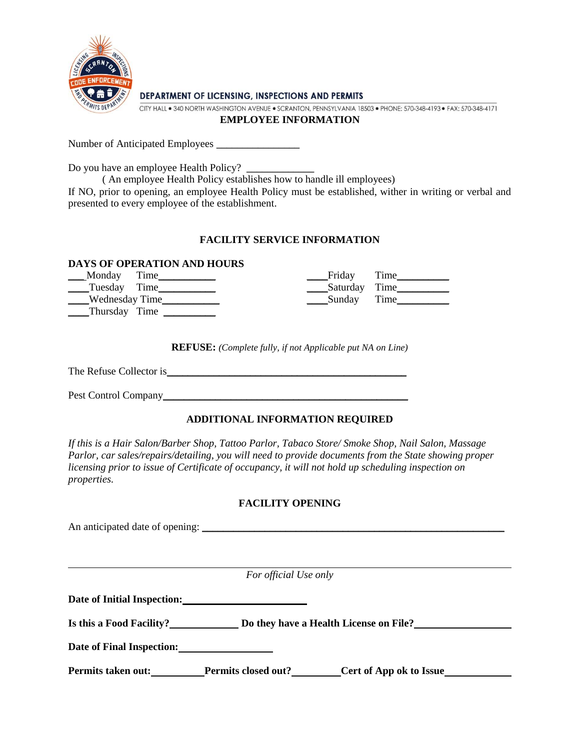**DEPARTMENT OF LICENSING, INSPECTIONS AND PERMITS**

CITY HALL • 340 NORTH WASHINGTON AVENUE • SCRANTON, PENNSYLVANIA 18503 • PHONE: 570-348-4193 • FAX: 570-348-4171

## EMPLOYEE INFORMATION

Number of Anticipated Employees _______________

Do you have an employee Health Policy? ____________

( An employee Health Policy establishes how to handle ill employees)

If NO, prior to opening, an employee Health Policy must be established, wither in writing or verbal and presented to every employee of the establishment.

## FACILITY SERVICE INFORMATION

**DAYS OF OPERATION AND HOURS**

___Monday Time__________

___Tuesday Time__________

___Wednesday Time__________

___Thursday Time __________

___Friday Time_________

___Saturday Time_________

___Sunday Time_________

**REFUSE:** *(Complete fully, if not Applicable put NA on Line)*

The Refuse Collector is____________________________________________

Pest Control Company____________________________________________

## ADDITIONAL INFORMATION REQUIRED

*If this is a Hair Salon/Barber Shop, Tattoo Parlor, Tabaco Store/ Smoke Shop, Nail Salon, Massage Parlor, car sales/repairs/detailing, you will need to provide documents from the State showing proper licensing prior to issue of Certificate of occupancy, it will not hold up scheduling inspection on properties.*

## FACILITY OPENING

An anticipated date of opening: ______________________________________________________

---

*For official Use only*

**Date of Initial Inspection:**______________________

**Is this a Food Facility?**____________ **Do they have a Health License on File?**________________

**Date of Final Inspection:**________________

**Permits taken out:**_________ **Permits closed out?**________ **Cert of App ok to Issue**___________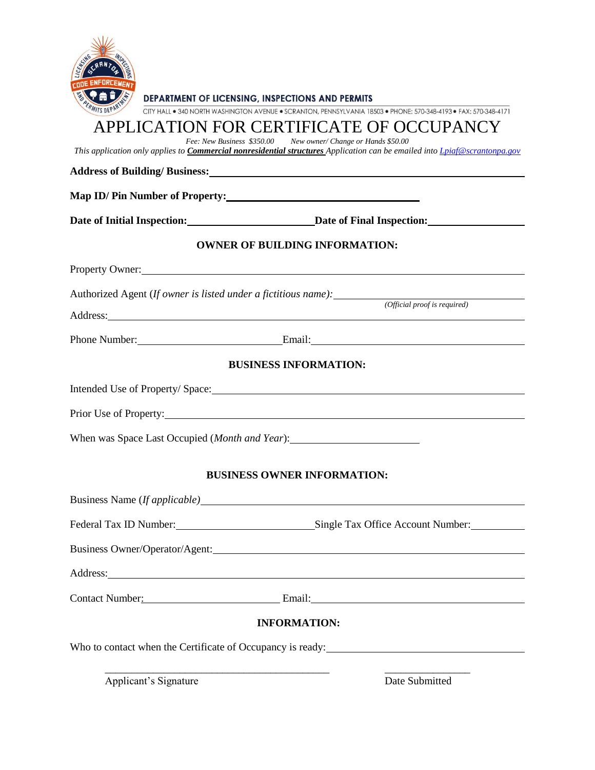DEPARTMENT OF LICENSING, INSPECTIONS AND PERMITS

CITY HALL • 340 NORTH WASHINGTON AVENUE • SCRANTON, PENNSYLVANIA 18503 • PHONE: 570-348-4193 • FAX: 570-348-4171

# APPLICATION FOR CERTIFICATE OF OCCUPANCY

*Fee: New Business $350.00 New owner/ Change or Hands $50.00*

*This application only applies to* ***Commercial nonresidential structures*** *Application can be emailed into* *Lpiaf@scrantonpa.gov*

**Address of Building/ Business:** ______________________________

**Map ID/ Pin Number of Property:** ______________________________

**Date of Initial Inspection:** ______________ **Date of Final Inspection:** ______________

## OWNER OF BUILDING INFORMATION:

Property Owner: ______________________________

Authorized Agent (*If owner is listed under a fictitious name):* ______________________________
*(Official proof is required)*

Address: ______________________________

Phone Number: ______________ Email: ______________

## BUSINESS INFORMATION:

Intended Use of Property/ Space: ______________________________

Prior Use of Property: ______________________________

When was Space Last Occupied (*Month and Year*): ______________

## BUSINESS OWNER INFORMATION:

Business Name (*If applicable)* ______________________________

Federal Tax ID Number: ______________ Single Tax Office Account Number: ______________

Business Owner/Operator/Agent: ______________________________

Address: ______________________________

Contact Number: ______________ Email: ______________

## INFORMATION:

Who to contact when the Certificate of Occupancy is ready: ______________________________

______________________________ ______________

Applicant's Signature Date Submitted